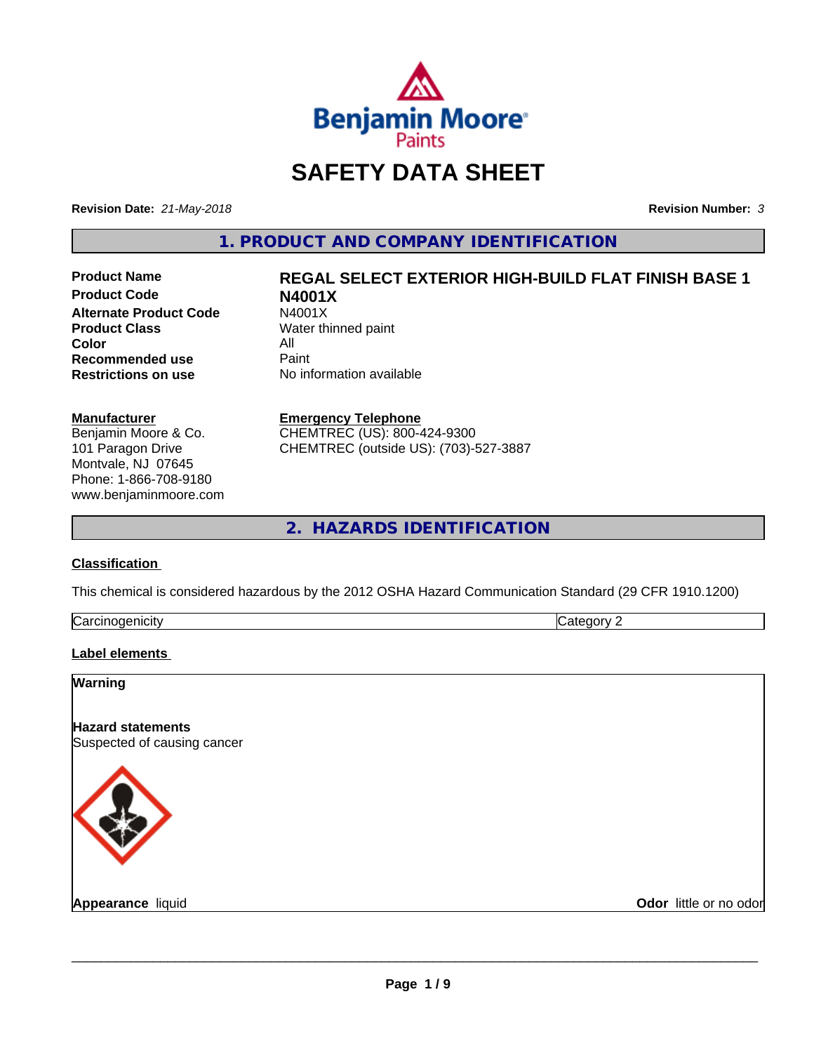# SAFETY DATA SHEET

**Revision Date:** *21-May-2018* **Revision Number:** *3*

## 1. PRODUCT AND COMPANY IDENTIFICATION

| | |
|---|---|
| **Product Name** | **REGAL SELECT EXTERIOR HIGH-BUILD FLAT FINISH BASE 1** |
| **Product Code** | **N4001X** |
| **Alternate Product Code** | N4001X |
| **Product Class** | Water thinned paint |
| **Color** | All |
| **Recommended use** | Paint |
| **Restrictions on use** | No information available |

**Manufacturer**
Benjamin Moore & Co.
101 Paragon Drive
Montvale, NJ 07645
Phone: 1-866-708-9180
www.benjaminmoore.com

**Emergency Telephone**
CHEMTREC (US): 800-424-9300
CHEMTREC (outside US): (703)-527-3887

## 2. HAZARDS IDENTIFICATION

### Classification

This chemical is considered hazardous by the 2012 OSHA Hazard Communication Standard (29 CFR 1910.1200)

| | |
|---|---|
| Carcinogenicity | Category 2 |

### Label elements

**Warning**

**Hazard statements**
Suspected of causing cancer

**Appearance** liquid **Odor** little or no odor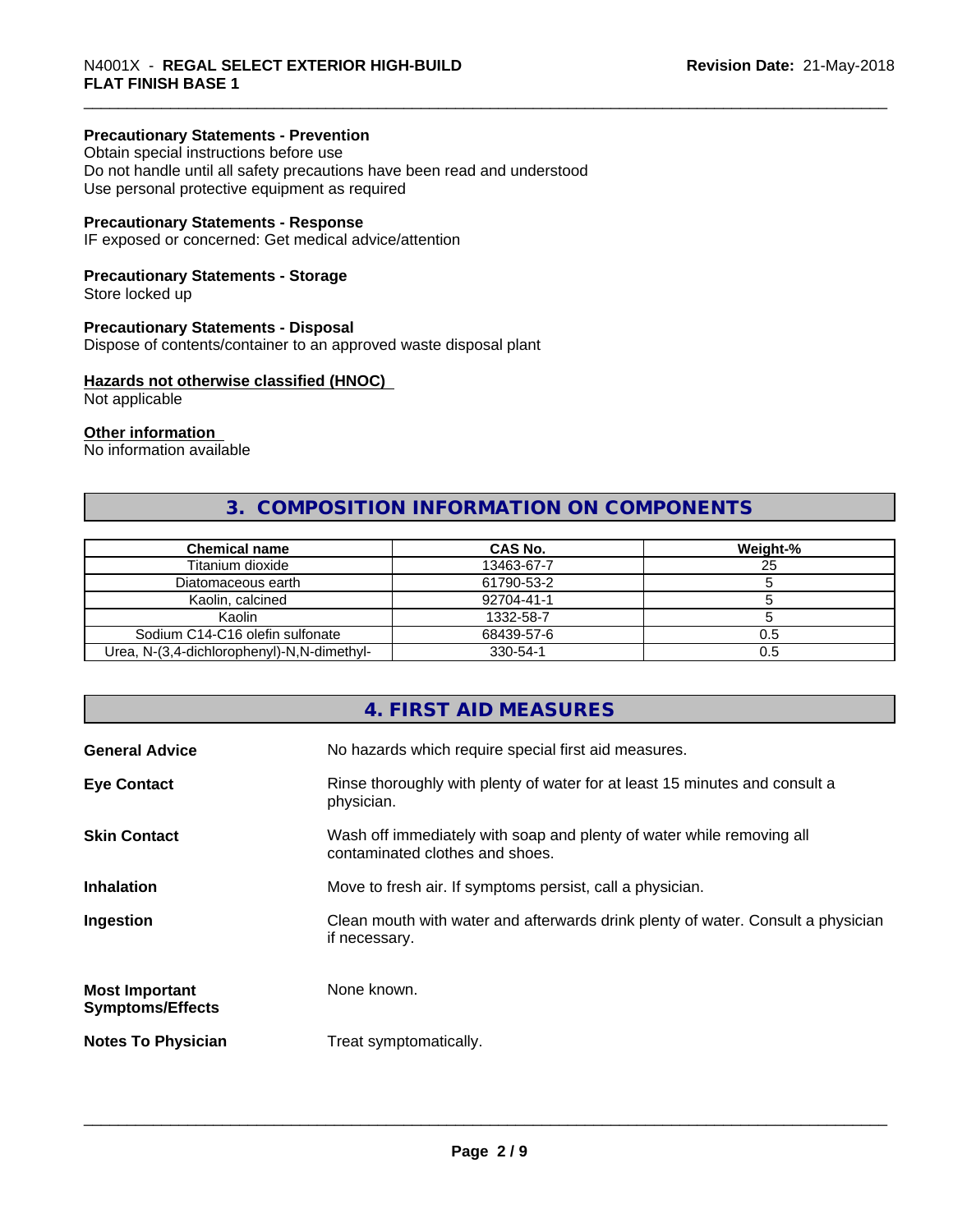**Precautionary Statements - Prevention**
Obtain special instructions before use
Do not handle until all safety precautions have been read and understood
Use personal protective equipment as required

**Precautionary Statements - Response**
IF exposed or concerned: Get medical advice/attention

**Precautionary Statements - Storage**
Store locked up

**Precautionary Statements - Disposal**
Dispose of contents/container to an approved waste disposal plant

**Hazards not otherwise classified (HNOC)**
Not applicable

**Other information**
No information available

## 3. COMPOSITION INFORMATION ON COMPONENTS

| Chemical name | CAS No. | Weight-% |
|---|---|---|
| Titanium dioxide | 13463-67-7 | 25 |
| Diatomaceous earth | 61790-53-2 | 5 |
| Kaolin, calcined | 92704-41-1 | 5 |
| Kaolin | 1332-58-7 | 5 |
| Sodium C14-C16 olefin sulfonate | 68439-57-6 | 0.5 |
| Urea, N-(3,4-dichlorophenyl)-N,N-dimethyl- | 330-54-1 | 0.5 |

## 4. FIRST AID MEASURES

**General Advice** No hazards which require special first aid measures.

**Eye Contact** Rinse thoroughly with plenty of water for at least 15 minutes and consult a physician.

**Skin Contact** Wash off immediately with soap and plenty of water while removing all contaminated clothes and shoes.

**Inhalation** Move to fresh air. If symptoms persist, call a physician.

**Ingestion** Clean mouth with water and afterwards drink plenty of water. Consult a physician if necessary.

**Most Important Symptoms/Effects** None known.

**Notes To Physician** Treat symptomatically.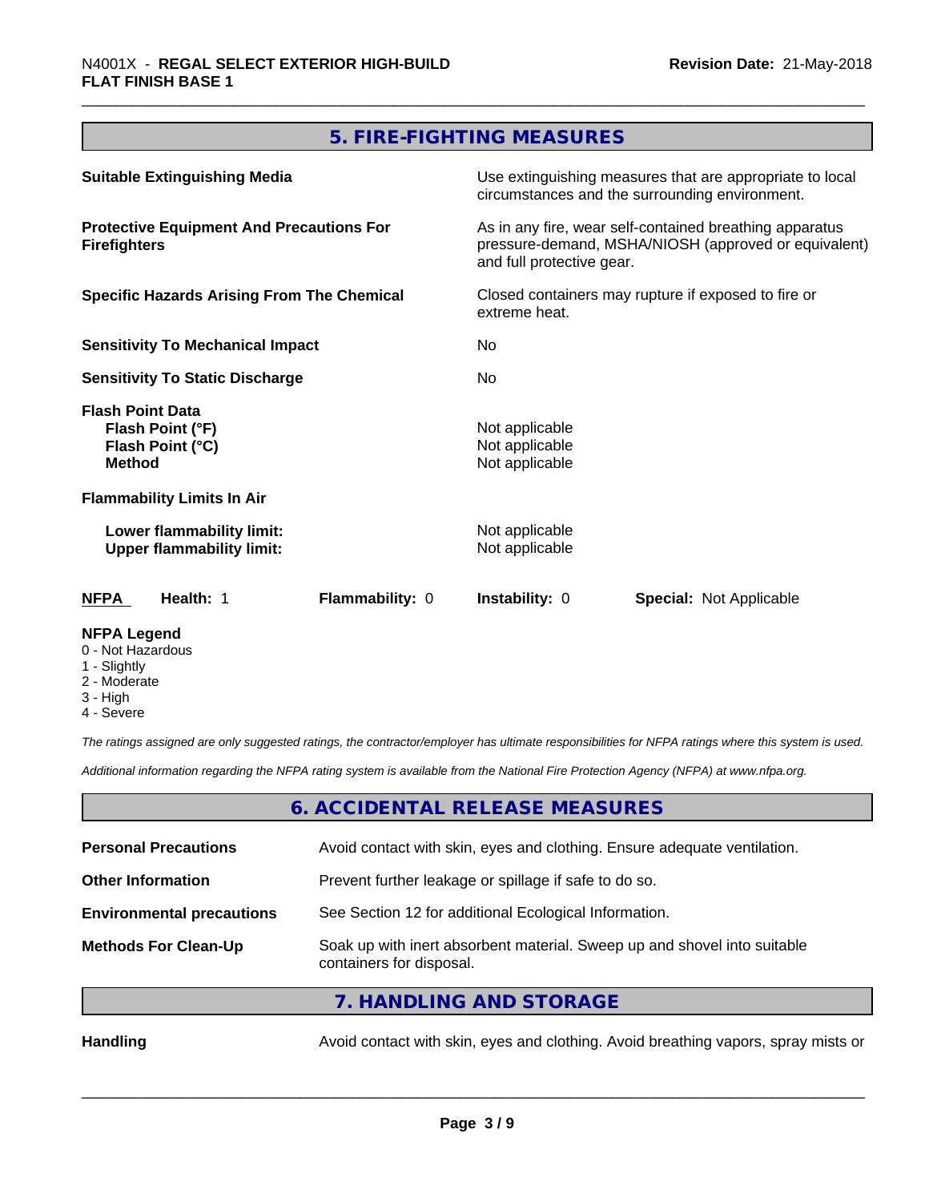## 5. FIRE-FIGHTING MEASURES

| | |
|---|---|
| **Suitable Extinguishing Media** | Use extinguishing measures that are appropriate to local circumstances and the surrounding environment. |
| **Protective Equipment And Precautions For Firefighters** | As in any fire, wear self-contained breathing apparatus pressure-demand, MSHA/NIOSH (approved or equivalent) and full protective gear. |
| **Specific Hazards Arising From The Chemical** | Closed containers may rupture if exposed to fire or extreme heat. |
| **Sensitivity To Mechanical Impact** | No |
| **Sensitivity To Static Discharge** | No |

**Flash Point Data**

| | |
|---|---|
| **Flash Point (°F)** | Not applicable |
| **Flash Point (°C)** | Not applicable |
| **Method** | Not applicable |

**Flammability Limits In Air**

| | |
|---|---|
| **Lower flammability limit:** | Not applicable |
| **Upper flammability limit:** | Not applicable |

| **NFPA** | **Health:** 1 | **Flammability:** 0 | **Instability:** 0 | **Special:** Not Applicable |
|---|---|---|---|---|

**NFPA Legend**
- 0 - Not Hazardous
- 1 - Slightly
- 2 - Moderate
- 3 - High
- 4 - Severe

*The ratings assigned are only suggested ratings, the contractor/employer has ultimate responsibilities for NFPA ratings where this system is used.*

*Additional information regarding the NFPA rating system is available from the National Fire Protection Agency (NFPA) at www.nfpa.org.*

## 6. ACCIDENTAL RELEASE MEASURES

| | |
|---|---|
| **Personal Precautions** | Avoid contact with skin, eyes and clothing. Ensure adequate ventilation. |
| **Other Information** | Prevent further leakage or spillage if safe to do so. |
| **Environmental precautions** | See Section 12 for additional Ecological Information. |
| **Methods For Clean-Up** | Soak up with inert absorbent material. Sweep up and shovel into suitable containers for disposal. |

## 7. HANDLING AND STORAGE

| | |
|---|---|
| **Handling** | Avoid contact with skin, eyes and clothing. Avoid breathing vapors, spray mists or |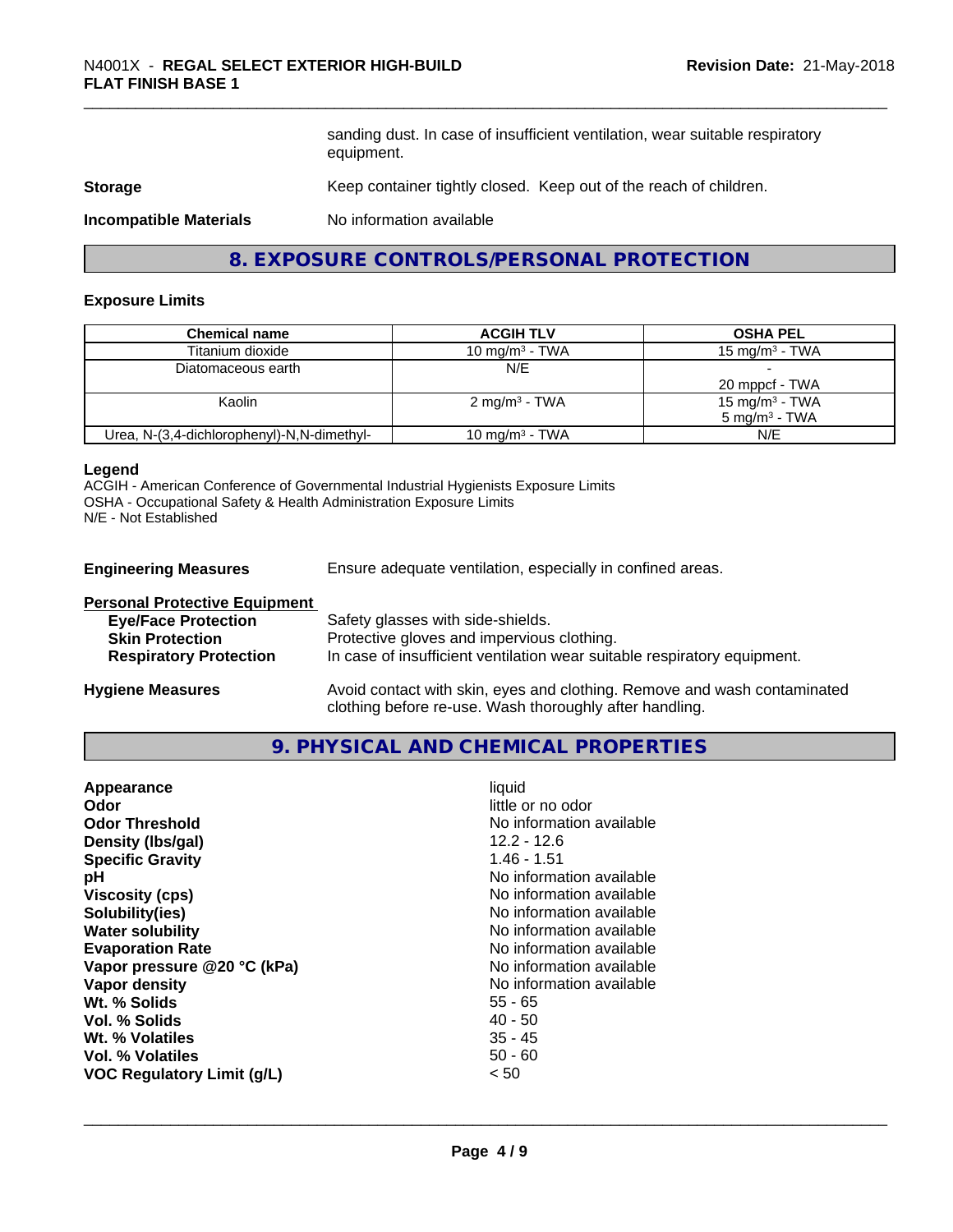sanding dust. In case of insufficient ventilation, wear suitable respiratory equipment.

**Storage** Keep container tightly closed. Keep out of the reach of children.

**Incompatible Materials** No information available

## 8. EXPOSURE CONTROLS/PERSONAL PROTECTION

### Exposure Limits

| Chemical name | ACGIH TLV | OSHA PEL |
|---|---|---|
| Titanium dioxide | 10 mg/m³ - TWA | 15 mg/m³ - TWA |
| Diatomaceous earth | N/E | -<br>20 mppcf - TWA |
| Kaolin | 2 mg/m³ - TWA | 15 mg/m³ - TWA<br>5 mg/m³ - TWA |
| Urea, N-(3,4-dichlorophenyl)-N,N-dimethyl- | 10 mg/m³ - TWA | N/E |

**Legend**
ACGIH - American Conference of Governmental Industrial Hygienists Exposure Limits
OSHA - Occupational Safety & Health Administration Exposure Limits
N/E - Not Established

**Engineering Measures** Ensure adequate ventilation, especially in confined areas.

**Personal Protective Equipment**

- **Eye/Face Protection** Safety glasses with side-shields.
- **Skin Protection** Protective gloves and impervious clothing.
- **Respiratory Protection** In case of insufficient ventilation wear suitable respiratory equipment.

**Hygiene Measures** Avoid contact with skin, eyes and clothing. Remove and wash contaminated clothing before re-use. Wash thoroughly after handling.

## 9. PHYSICAL AND CHEMICAL PROPERTIES

| | |
|---|---|
| **Appearance** | liquid |
| **Odor** | little or no odor |
| **Odor Threshold** | No information available |
| **Density (lbs/gal)** | 12.2 - 12.6 |
| **Specific Gravity** | 1.46 - 1.51 |
| **pH** | No information available |
| **Viscosity (cps)** | No information available |
| **Solubility(ies)** | No information available |
| **Water solubility** | No information available |
| **Evaporation Rate** | No information available |
| **Vapor pressure @20 °C (kPa)** | No information available |
| **Vapor density** | No information available |
| **Wt. % Solids** | 55 - 65 |
| **Vol. % Solids** | 40 - 50 |
| **Wt. % Volatiles** | 35 - 45 |
| **Vol. % Volatiles** | 50 - 60 |
| **VOC Regulatory Limit (g/L)** | < 50 |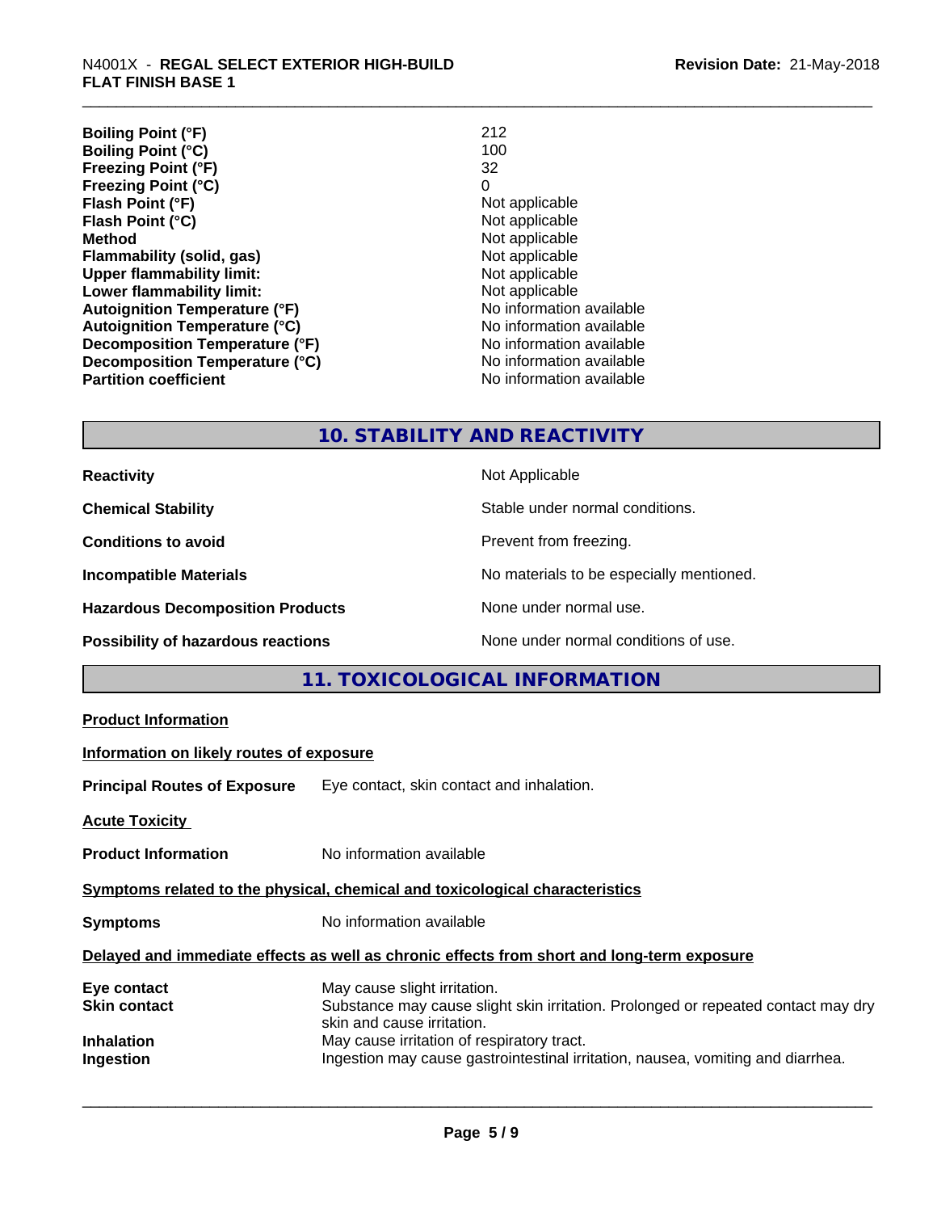| | |
|---|---|
| **Boiling Point (°F)** | 212 |
| **Boiling Point (°C)** | 100 |
| **Freezing Point (°F)** | 32 |
| **Freezing Point (°C)** | 0 |
| **Flash Point (°F)** | Not applicable |
| **Flash Point (°C)** | Not applicable |
| **Method** | Not applicable |
| **Flammability (solid, gas)** | Not applicable |
| **Upper flammability limit:** | Not applicable |
| **Lower flammability limit:** | Not applicable |
| **Autoignition Temperature (°F)** | No information available |
| **Autoignition Temperature (°C)** | No information available |
| **Decomposition Temperature (°F)** | No information available |
| **Decomposition Temperature (°C)** | No information available |
| **Partition coefficient** | No information available |

## 10. STABILITY AND REACTIVITY

| | |
|---|---|
| **Reactivity** | Not Applicable |
| **Chemical Stability** | Stable under normal conditions. |
| **Conditions to avoid** | Prevent from freezing. |
| **Incompatible Materials** | No materials to be especially mentioned. |
| **Hazardous Decomposition Products** | None under normal use. |
| **Possibility of hazardous reactions** | None under normal conditions of use. |

## 11. TOXICOLOGICAL INFORMATION

**Product Information**

**Information on likely routes of exposure**

**Principal Routes of Exposure** Eye contact, skin contact and inhalation.

**Acute Toxicity**

**Product Information** No information available

**Symptoms related to the physical, chemical and toxicological characteristics**

**Symptoms** No information available

**Delayed and immediate effects as well as chronic effects from short and long-term exposure**

| | |
|---|---|
| **Eye contact** | May cause slight irritation. |
| **Skin contact** | Substance may cause slight skin irritation. Prolonged or repeated contact may dry skin and cause irritation. |
| **Inhalation** | May cause irritation of respiratory tract. |
| **Ingestion** | Ingestion may cause gastrointestinal irritation, nausea, vomiting and diarrhea. |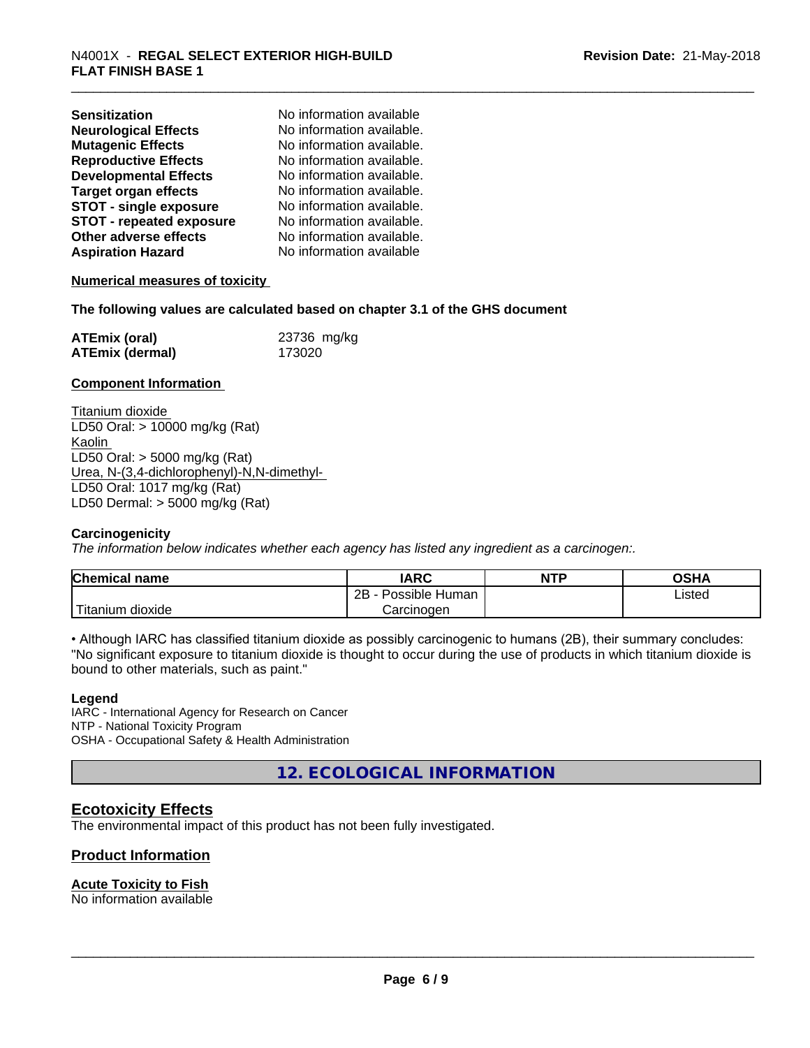| | |
|---|---|
| **Sensitization** | No information available |
| **Neurological Effects** | No information available. |
| **Mutagenic Effects** | No information available. |
| **Reproductive Effects** | No information available. |
| **Developmental Effects** | No information available. |
| **Target organ effects** | No information available. |
| **STOT - single exposure** | No information available. |
| **STOT - repeated exposure** | No information available. |
| **Other adverse effects** | No information available. |
| **Aspiration Hazard** | No information available |

**Numerical measures of toxicity**

**The following values are calculated based on chapter 3.1 of the GHS document**

| | |
|---|---|
| **ATEmix (oral)** | 23736 mg/kg |
| **ATEmix (dermal)** | 173020 |

**Component Information**

Titanium dioxide
LD50 Oral: > 10000 mg/kg (Rat)
Kaolin
LD50 Oral: > 5000 mg/kg (Rat)
Urea, N-(3,4-dichlorophenyl)-N,N-dimethyl-
LD50 Oral: 1017 mg/kg (Rat)
LD50 Dermal: > 5000 mg/kg (Rat)

**Carcinogenicity**

*The information below indicates whether each agency has listed any ingredient as a carcinogen:.*

| Chemical name | IARC | NTP | OSHA |
|---|---|---|---|
| Titanium dioxide | 2B - Possible Human Carcinogen | | Listed |

• Although IARC has classified titanium dioxide as possibly carcinogenic to humans (2B), their summary concludes: "No significant exposure to titanium dioxide is thought to occur during the use of products in which titanium dioxide is bound to other materials, such as paint."

**Legend**

IARC - International Agency for Research on Cancer
NTP - National Toxicity Program
OSHA - Occupational Safety & Health Administration

## 12. ECOLOGICAL INFORMATION

### Ecotoxicity Effects

The environmental impact of this product has not been fully investigated.

### Product Information

**Acute Toxicity to Fish**

No information available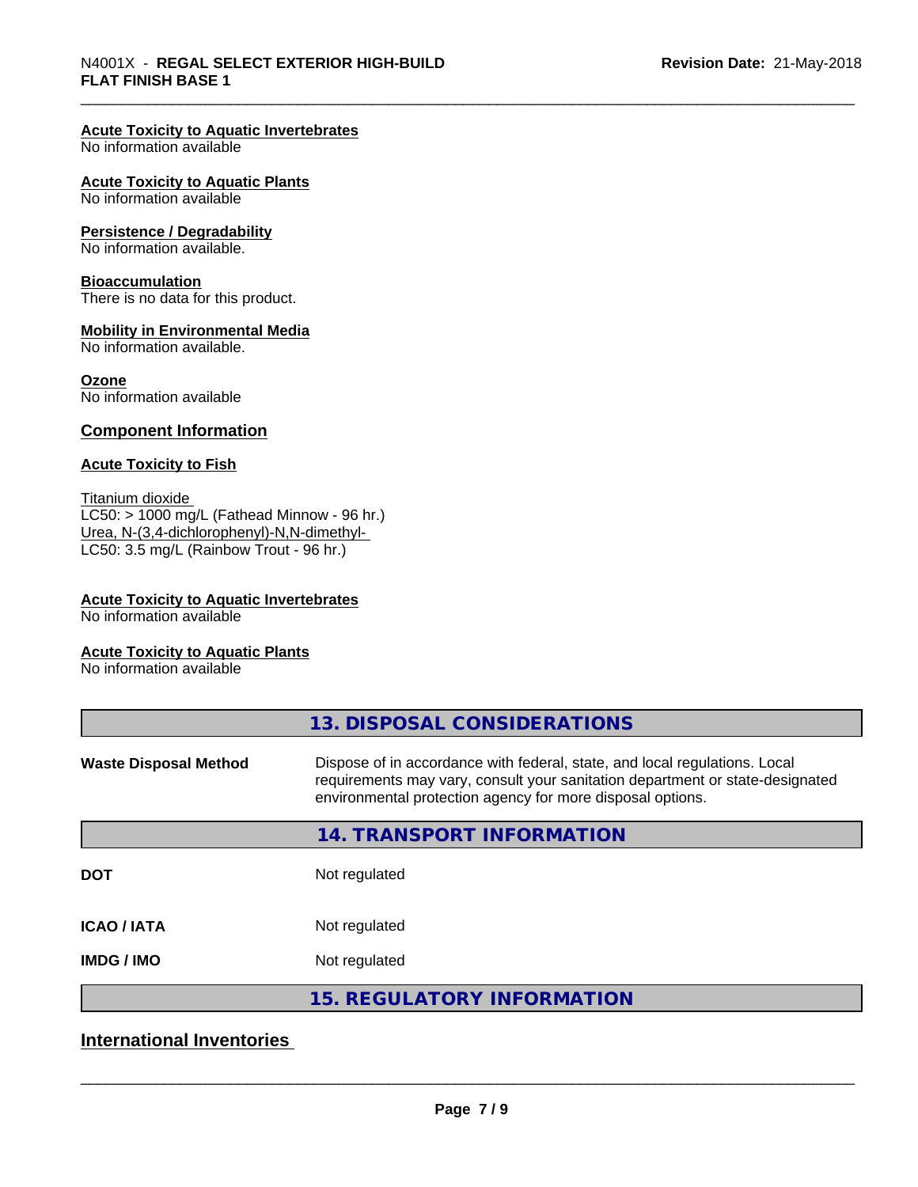#### Acute Toxicity to Aquatic Invertebrates
No information available

#### Acute Toxicity to Aquatic Plants
No information available

#### Persistence / Degradability
No information available.

#### Bioaccumulation
There is no data for this product.

#### Mobility in Environmental Media
No information available.

#### Ozone
No information available

### Component Information

#### Acute Toxicity to Fish

Titanium dioxide
LC50: > 1000 mg/L (Fathead Minnow - 96 hr.)
Urea, N-(3,4-dichlorophenyl)-N,N-dimethyl-
LC50: 3.5 mg/L (Rainbow Trout - 96 hr.)

#### Acute Toxicity to Aquatic Invertebrates
No information available

#### Acute Toxicity to Aquatic Plants
No information available

## 13. DISPOSAL CONSIDERATIONS

**Waste Disposal Method** Dispose of in accordance with federal, state, and local regulations. Local requirements may vary, consult your sanitation department or state-designated environmental protection agency for more disposal options.

## 14. TRANSPORT INFORMATION

| | |
|---|---|
| **DOT** | Not regulated |
| **ICAO / IATA** | Not regulated |
| **IMDG / IMO** | Not regulated |

## 15. REGULATORY INFORMATION

### International Inventories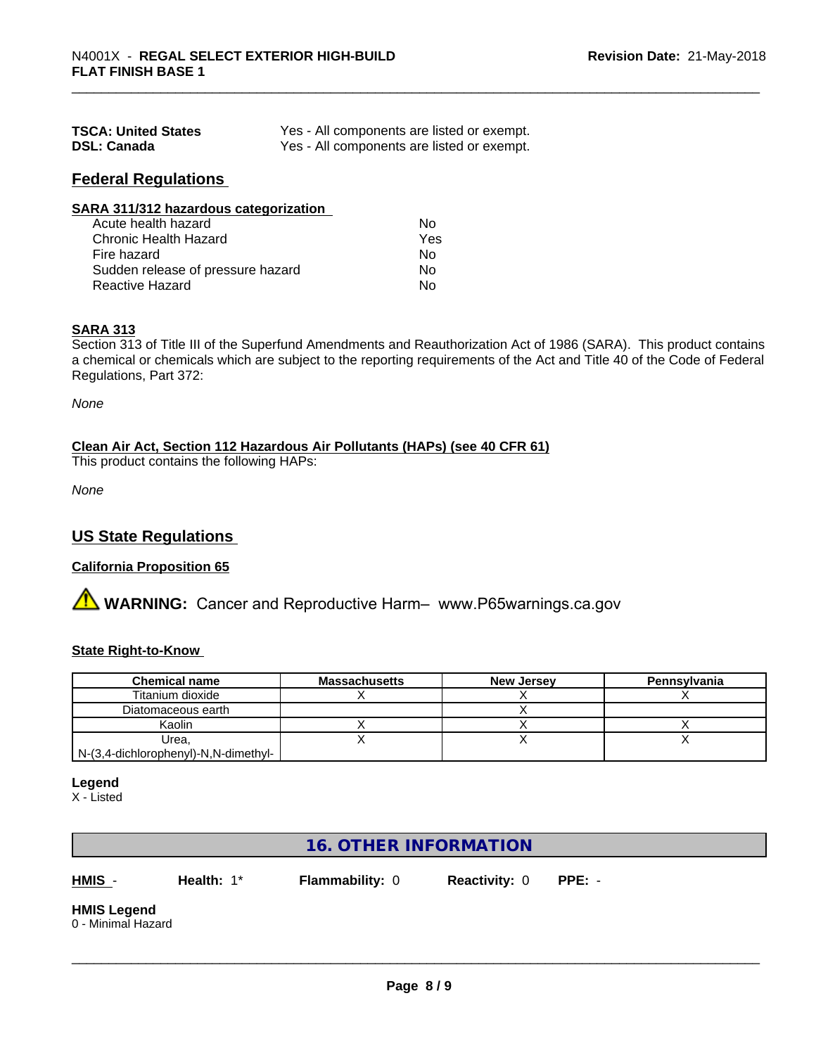| | |
|---|---|
| **TSCA: United States** | Yes - All components are listed or exempt. |
| **DSL: Canada** | Yes - All components are listed or exempt. |

## Federal Regulations

**SARA 311/312 hazardous categorization**

| | |
|---|---|
| Acute health hazard | No |
| Chronic Health Hazard | Yes |
| Fire hazard | No |
| Sudden release of pressure hazard | No |
| Reactive Hazard | No |

**SARA 313**

Section 313 of Title III of the Superfund Amendments and Reauthorization Act of 1986 (SARA). This product contains a chemical or chemicals which are subject to the reporting requirements of the Act and Title 40 of the Code of Federal Regulations, Part 372:

*None*

**Clean Air Act, Section 112 Hazardous Air Pollutants (HAPs) (see 40 CFR 61)**

This product contains the following HAPs:

*None*

## US State Regulations

**California Proposition 65**

⚠ **WARNING:** Cancer and Reproductive Harm– www.P65warnings.ca.gov

**State Right-to-Know**

| Chemical name | Massachusetts | New Jersey | Pennsylvania |
|---|---|---|---|
| Titanium dioxide | X | X | X |
| Diatomaceous earth | | X | |
| Kaolin | X | X | X |
| Urea, N-(3,4-dichlorophenyl)-N,N-dimethyl- | X | X | X |

**Legend**

X - Listed

## 16. OTHER INFORMATION

**HMIS** - **Health:** 1* **Flammability:** 0 **Reactivity:** 0 **PPE:** -

**HMIS Legend**

0 - Minimal Hazard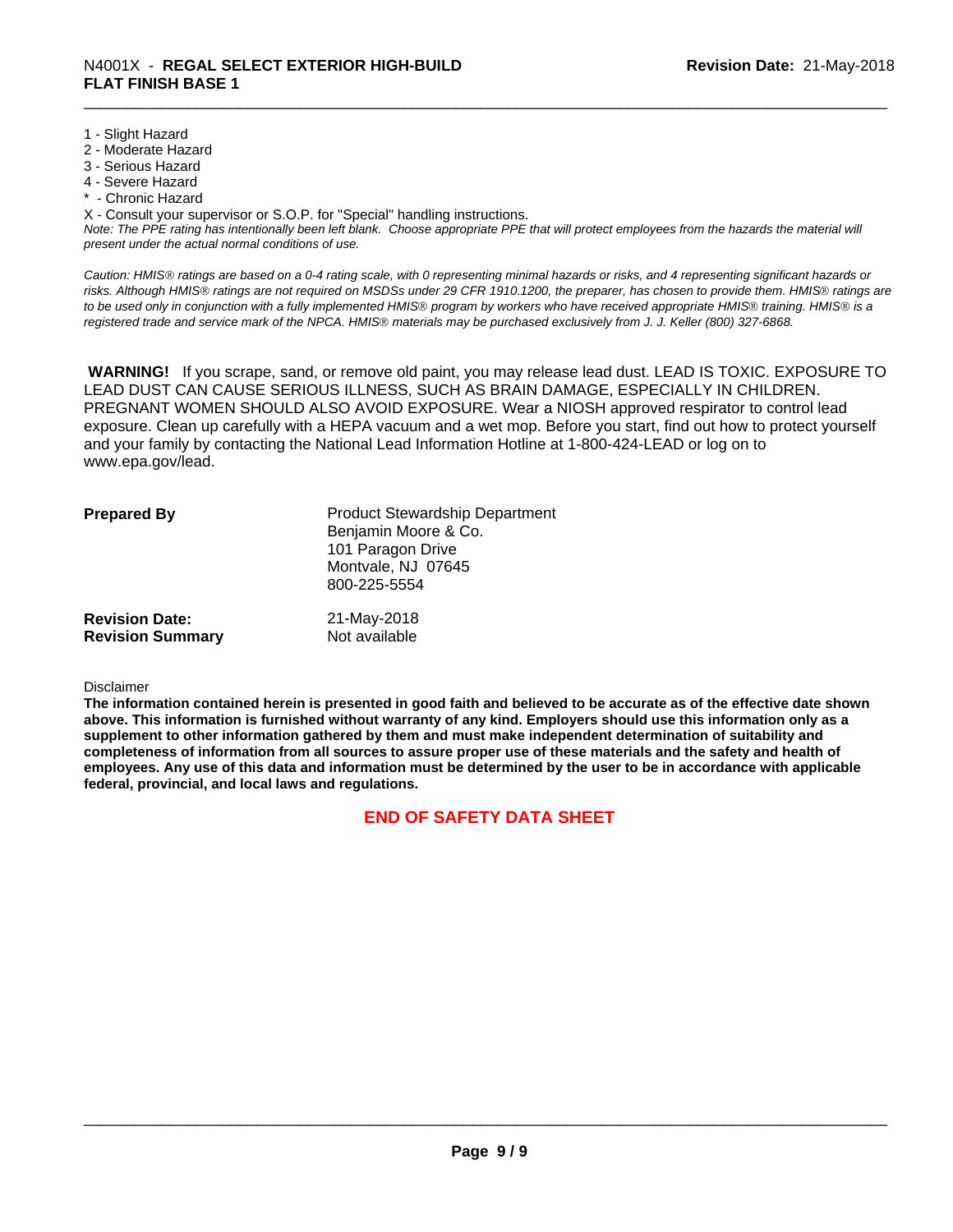1 - Slight Hazard
2 - Moderate Hazard
3 - Serious Hazard
4 - Severe Hazard
* - Chronic Hazard
X - Consult your supervisor or S.O.P. for "Special" handling instructions.

*Note: The PPE rating has intentionally been left blank. Choose appropriate PPE that will protect employees from the hazards the material will present under the actual normal conditions of use.*

*Caution: HMIS® ratings are based on a 0-4 rating scale, with 0 representing minimal hazards or risks, and 4 representing significant hazards or risks. Although HMIS® ratings are not required on MSDSs under 29 CFR 1910.1200, the preparer, has chosen to provide them. HMIS® ratings are to be used only in conjunction with a fully implemented HMIS® program by workers who have received appropriate HMIS® training. HMIS® is a registered trade and service mark of the NPCA. HMIS® materials may be purchased exclusively from J. J. Keller (800) 327-6868.*

**WARNING!** If you scrape, sand, or remove old paint, you may release lead dust. LEAD IS TOXIC. EXPOSURE TO LEAD DUST CAN CAUSE SERIOUS ILLNESS, SUCH AS BRAIN DAMAGE, ESPECIALLY IN CHILDREN. PREGNANT WOMEN SHOULD ALSO AVOID EXPOSURE. Wear a NIOSH approved respirator to control lead exposure. Clean up carefully with a HEPA vacuum and a wet mop. Before you start, find out how to protect yourself and your family by contacting the National Lead Information Hotline at 1-800-424-LEAD or log on to www.epa.gov/lead.

| | |
|---|---|
| **Prepared By** | Product Stewardship Department<br>Benjamin Moore & Co.<br>101 Paragon Drive<br>Montvale, NJ 07645<br>800-225-5554 |
| **Revision Date:** | 21-May-2018 |
| **Revision Summary** | Not available |

Disclaimer

**The information contained herein is presented in good faith and believed to be accurate as of the effective date shown above. This information is furnished without warranty of any kind. Employers should use this information only as a supplement to other information gathered by them and must make independent determination of suitability and completeness of information from all sources to assure proper use of these materials and the safety and health of employees. Any use of this data and information must be determined by the user to be in accordance with applicable federal, provincial, and local laws and regulations.**

**END OF SAFETY DATA SHEET**